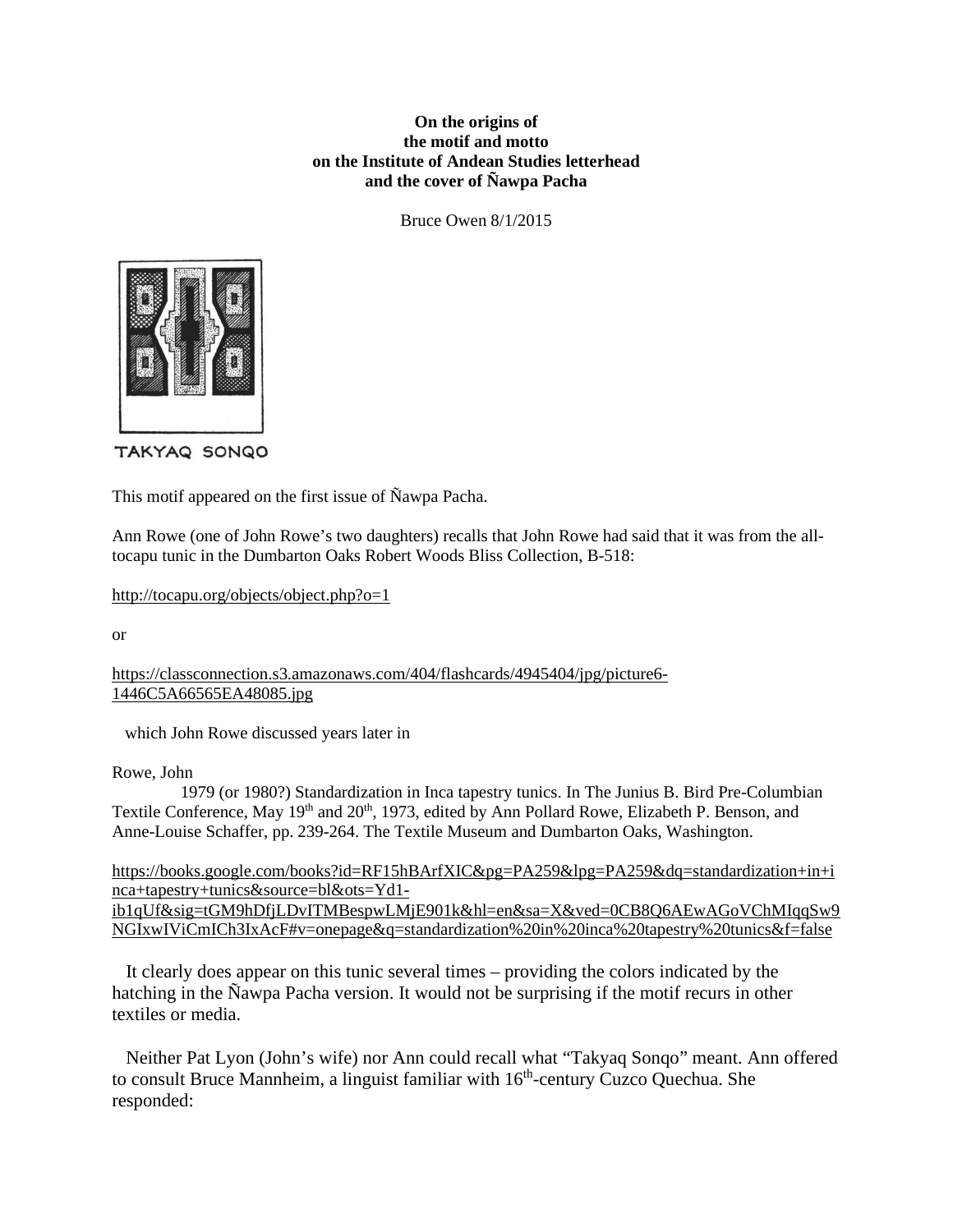**On the origins of**
**the motif and motto**
**on the Institute of Andean Studies letterhead**
**and the cover of Ñawpa Pacha**

Bruce Owen 8/1/2015

TAKYAQ SONQO

This motif appeared on the first issue of Ñawpa Pacha.

Ann Rowe (one of John Rowe's two daughters) recalls that John Rowe had said that it was from the all-tocapu tunic in the Dumbarton Oaks Robert Woods Bliss Collection, B-518:

http://tocapu.org/objects/object.php?o=1

or

https://classconnection.s3.amazonaws.com/404/flashcards/4945404/jpg/picture6-1446C5A66565EA48085.jpg

which John Rowe discussed years later in

Rowe, John
1979 (or 1980?) Standardization in Inca tapestry tunics. In The Junius B. Bird Pre-Columbian Textile Conference, May 19th and 20th, 1973, edited by Ann Pollard Rowe, Elizabeth P. Benson, and Anne-Louise Schaffer, pp. 239-264. The Textile Museum and Dumbarton Oaks, Washington.

https://books.google.com/books?id=RF15hBArfXIC&pg=PA259&lpg=PA259&dq=standardization+in+inca+tapestry+tunics&source=bl&ots=Yd1-ib1qUf&sig=tGM9hDfjLDvITMBespwLMjE901k&hl=en&sa=X&ved=0CB8Q6AEwAGoVChMIqqSw9NGIxwIViCmICh3IxAcF#v=onepage&q=standardization%20in%20inca%20tapestry%20tunics&f=false

It clearly does appear on this tunic several times – providing the colors indicated by the hatching in the Ñawpa Pacha version. It would not be surprising if the motif recurs in other textiles or media.

Neither Pat Lyon (John's wife) nor Ann could recall what "Takyaq Sonqo" meant. Ann offered to consult Bruce Mannheim, a linguist familiar with 16th-century Cuzco Quechua. She responded: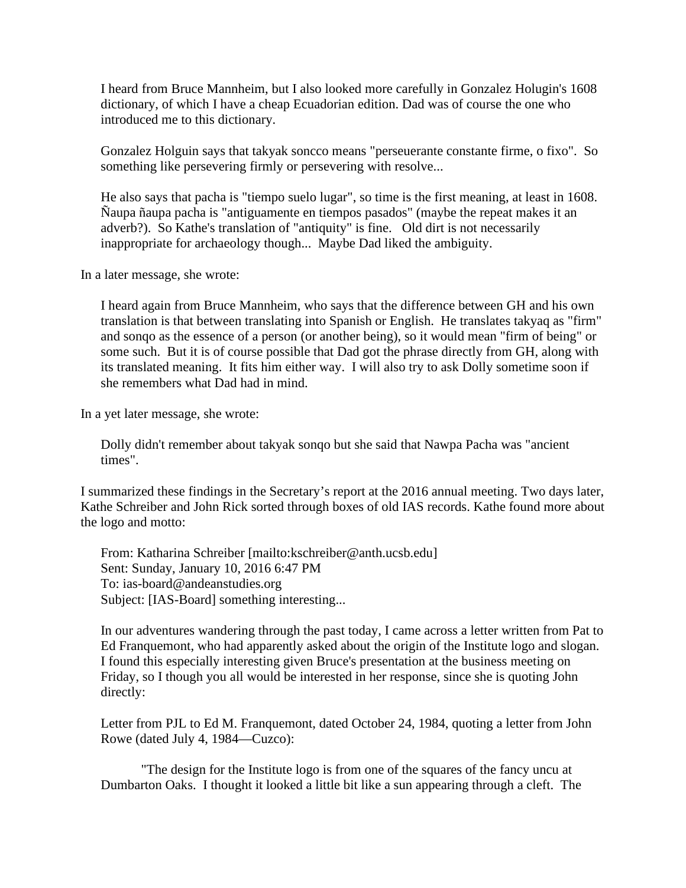> I heard from Bruce Mannheim, but I also looked more carefully in Gonzalez Holugin's 1608 dictionary, of which I have a cheap Ecuadorian edition. Dad was of course the one who introduced me to this dictionary.
>
> Gonzalez Holguin says that takyak soncco means "perseuerante constante firme, o fixo". So something like persevering firmly or persevering with resolve...
>
> He also says that pacha is "tiempo suelo lugar", so time is the first meaning, at least in 1608. Ñaupa ñaupa pacha is "antiguamente en tiempos pasados" (maybe the repeat makes it an adverb?). So Kathe's translation of "antiquity" is fine. Old dirt is not necessarily inappropriate for archaeology though... Maybe Dad liked the ambiguity.

In a later message, she wrote:

> I heard again from Bruce Mannheim, who says that the difference between GH and his own translation is that between translating into Spanish or English. He translates takyaq as "firm" and sonqo as the essence of a person (or another being), so it would mean "firm of being" or some such. But it is of course possible that Dad got the phrase directly from GH, along with its translated meaning. It fits him either way. I will also try to ask Dolly sometime soon if she remembers what Dad had in mind.

In a yet later message, she wrote:

> Dolly didn't remember about takyak sonqo but she said that Nawpa Pacha was "ancient times".

I summarized these findings in the Secretary's report at the 2016 annual meeting. Two days later, Kathe Schreiber and John Rick sorted through boxes of old IAS records. Kathe found more about the logo and motto:

> From: Katharina Schreiber [mailto:kschreiber@anth.ucsb.edu]
> Sent: Sunday, January 10, 2016 6:47 PM
> To: ias-board@andeanstudies.org
> Subject: [IAS-Board] something interesting...
>
> In our adventures wandering through the past today, I came across a letter written from Pat to Ed Franquemont, who had apparently asked about the origin of the Institute logo and slogan. I found this especially interesting given Bruce's presentation at the business meeting on Friday, so I though you all would be interested in her response, since she is quoting John directly:
>
> Letter from PJL to Ed M. Franquemont, dated October 24, 1984, quoting a letter from John Rowe (dated July 4, 1984—Cuzco):
>
> "The design for the Institute logo is from one of the squares of the fancy uncu at Dumbarton Oaks. I thought it looked a little bit like a sun appearing through a cleft. The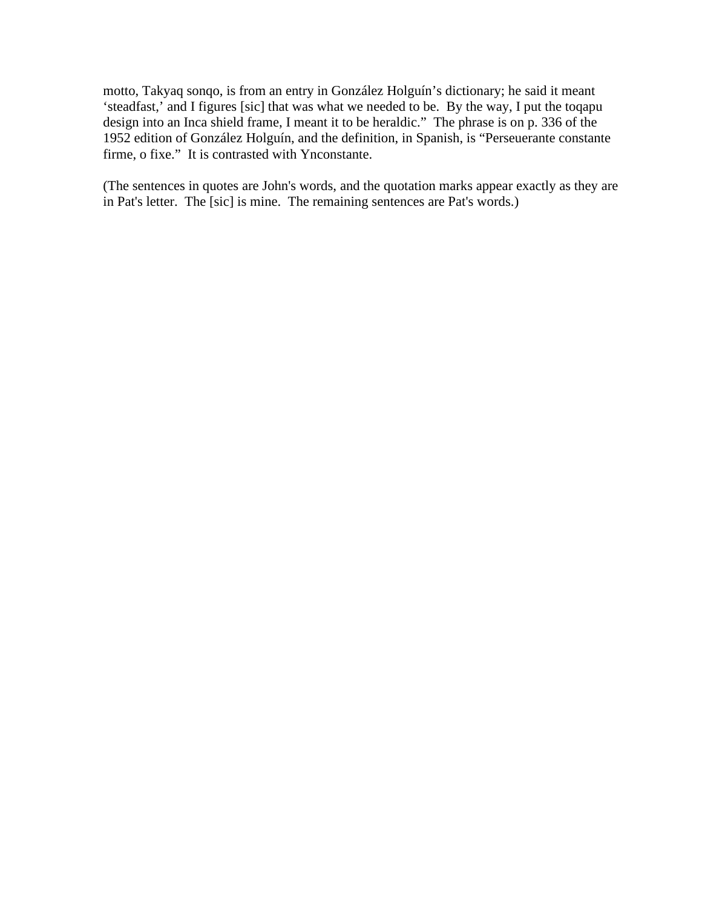motto, Takyaq sonqo, is from an entry in González Holguín's dictionary; he said it meant 'steadfast,' and I figures [sic] that was what we needed to be. By the way, I put the toqapu design into an Inca shield frame, I meant it to be heraldic." The phrase is on p. 336 of the 1952 edition of González Holguín, and the definition, in Spanish, is "Perseuerante constante firme, o fixe." It is contrasted with Ynconstante.

(The sentences in quotes are John's words, and the quotation marks appear exactly as they are in Pat's letter. The [sic] is mine. The remaining sentences are Pat's words.)